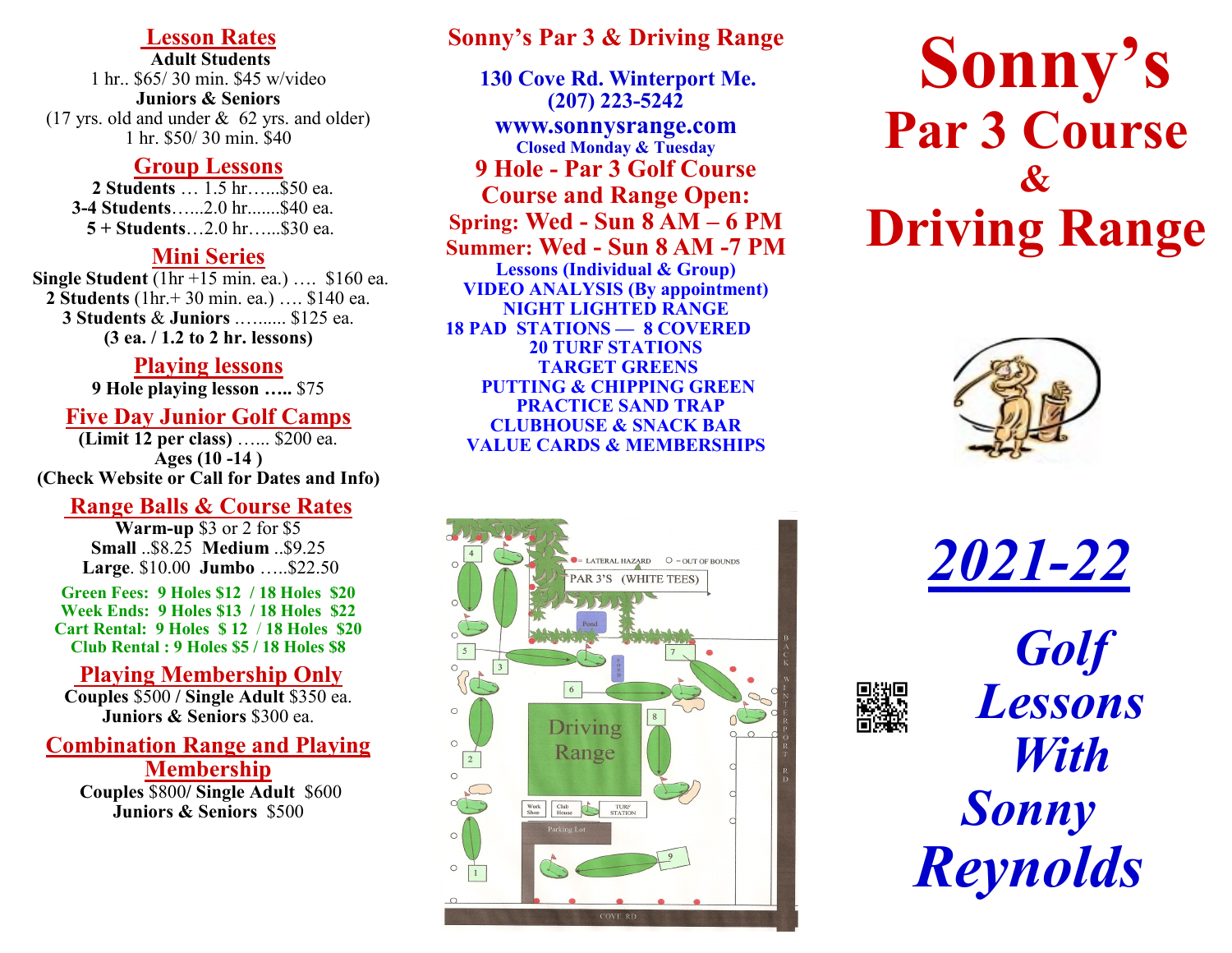## Lesson Rates

**Adult Students**
1 hr.. $65/ 30 min. $45 w/video

**Juniors & Seniors**
(17 yrs. old and under & 62 yrs. and older)
1 hr. $50/ 30 min. $40

## Group Lessons

**2 Students** … 1.5 hr…...$50 ea.
**3-4 Students**…...2.0 hr.......$40 ea.
**5 + Students**…2.0 hr…...$30 ea.

## Mini Series

**Single Student** (1hr +15 min. ea.) …. $160 ea.
**2 Students** (1hr.+ 30 min. ea.) …. $140 ea.
**3 Students** & **Juniors** …....... $125 ea.
**(3 ea. / 1.2 to 2 hr. lessons)**

## Playing lessons

**9 Hole playing lesson …..** $75

## Five Day Junior Golf Camps

**(Limit 12 per class)** …... $200 ea.
**Ages (10 -14 )**
**(Check Website or Call for Dates and Info)**

## Range Balls & Course Rates

**Warm-up** $3 or 2 for $5
**Small** ..$8.25 **Medium** ..$9.25
**Large**. $10.00 **Jumbo** …..$22.50

**Green Fees: 9 Holes $12 / 18 Holes $20**
**Week Ends: 9 Holes $13 / 18 Holes $22**
**Cart Rental: 9 Holes $ 12 / 18 Holes $20**
**Club Rental : 9 Holes $5 / 18 Holes $8**

## Playing Membership Only

**Couples** $500 **/ Single Adult** $350 ea.
**Juniors & Seniors** $300 ea.

## Combination Range and Playing Membership

**Couples** $800/ **Single Adult** $600
**Juniors & Seniors** $500

## Sonny's Par 3 & Driving Range

**130 Cove Rd. Winterport Me.**
**(207) 223-5242**
**www.sonnysrange.com**
**Closed Monday & Tuesday**

**9 Hole - Par 3 Golf Course**
**Course and Range Open:**
**Spring: Wed - Sun 8 AM – 6 PM**
**Summer: Wed - Sun 8 AM -7 PM**

**Lessons (Individual & Group)**
**VIDEO ANALYSIS (By appointment)**
**NIGHT LIGHTED RANGE**
**18 PAD STATIONS — 8 COVERED**
**20 TURF STATIONS**
**TARGET GREENS**
**PUTTING & CHIPPING GREEN**
**PRACTICE SAND TRAP**
**CLUBHOUSE & SNACK BAR**
**VALUE CARDS & MEMBERSHIPS**

# Sonny's
# Par 3 Course & Driving Range

## *2021-22*

## *Golf Lessons With Sonny Reynolds*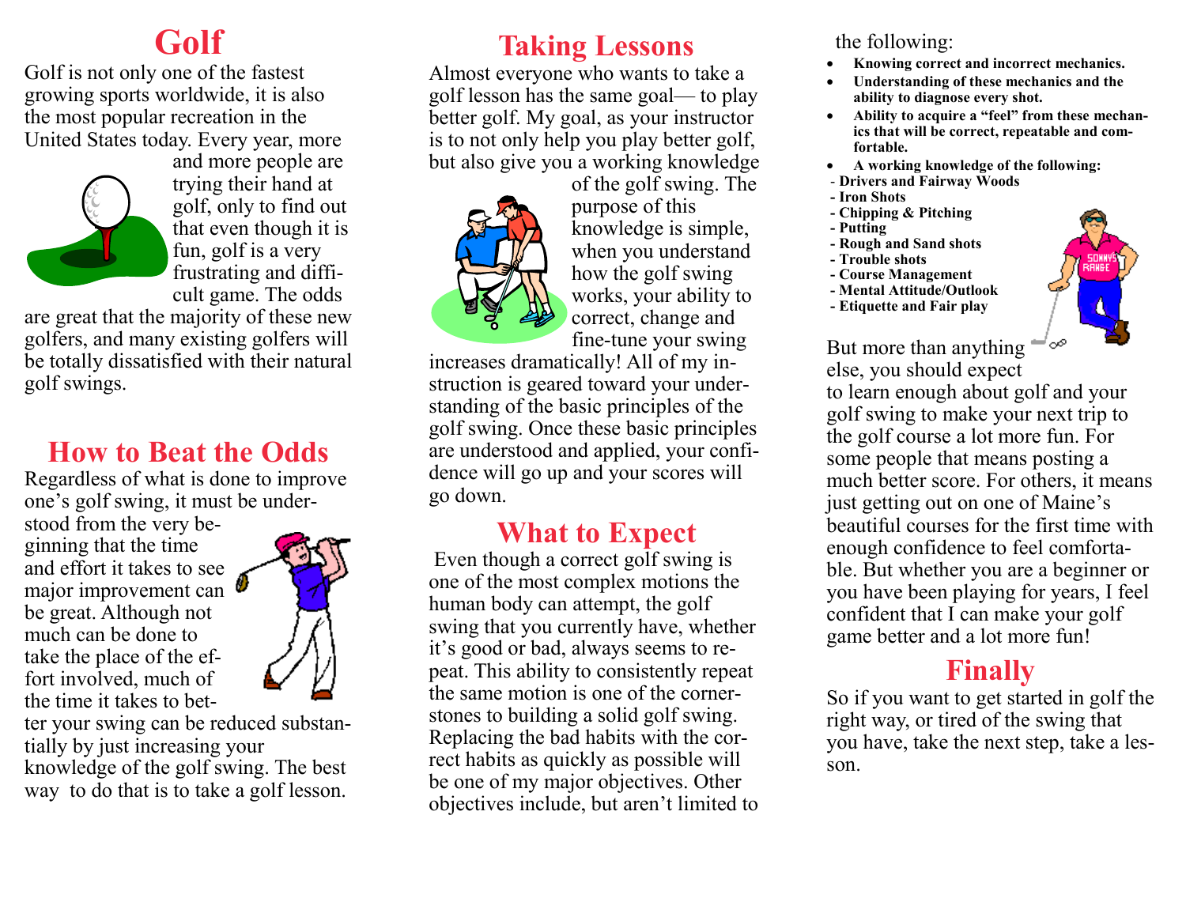# Golf

Golf is not only one of the fastest growing sports worldwide, it is also the most popular recreation in the United States today. Every year, more and more people are trying their hand at golf, only to find out that even though it is fun, golf is a very frustrating and difficult game. The odds are great that the majority of these new golfers, and many existing golfers will be totally dissatisfied with their natural golf swings.

## How to Beat the Odds

Regardless of what is done to improve one's golf swing, it must be understood from the very beginning that the time and effort it takes to see major improvement can be great. Although not much can be done to take the place of the effort involved, much of the time it takes to better your swing can be reduced substantially by just increasing your knowledge of the golf swing. The best way to do that is to take a golf lesson.

# Taking Lessons

Almost everyone who wants to take a golf lesson has the same goal— to play better golf. My goal, as your instructor is to not only help you play better golf, but also give you a working knowledge of the golf swing. The purpose of this knowledge is simple, when you understand how the golf swing works, your ability to correct, change and fine-tune your swing increases dramatically! All of my instruction is geared toward your understanding of the basic principles of the golf swing. Once these basic principles are understood and applied, your confidence will go up and your scores will go down.

# What to Expect

Even though a correct golf swing is one of the most complex motions the human body can attempt, the golf swing that you currently have, whether it's good or bad, always seems to repeat. This ability to consistently repeat the same motion is one of the cornerstones to building a solid golf swing. Replacing the bad habits with the correct habits as quickly as possible will be one of my major objectives. Other objectives include, but aren't limited to the following:

- **Knowing correct and incorrect mechanics.**
- **Understanding of these mechanics and the ability to diagnose every shot.**
- **Ability to acquire a "feel" from these mechanics that will be correct, repeatable and comfortable.**
- **A working knowledge of the following:**

**- Drivers and Fairway Woods**
**- Iron Shots**
**- Chipping & Pitching**
**- Putting**
**- Rough and Sand shots**
**- Trouble shots**
**- Course Management**
**- Mental Attitude/Outlook**
**- Etiquette and Fair play**

But more than anything else, you should expect to learn enough about golf and your golf swing to make your next trip to the golf course a lot more fun. For some people that means posting a much better score. For others, it means just getting out on one of Maine's beautiful courses for the first time with enough confidence to feel comfortable. But whether you are a beginner or you have been playing for years, I feel confident that I can make your golf game better and a lot more fun!

# Finally

So if you want to get started in golf the right way, or tired of the swing that you have, take the next step, take a lesson.